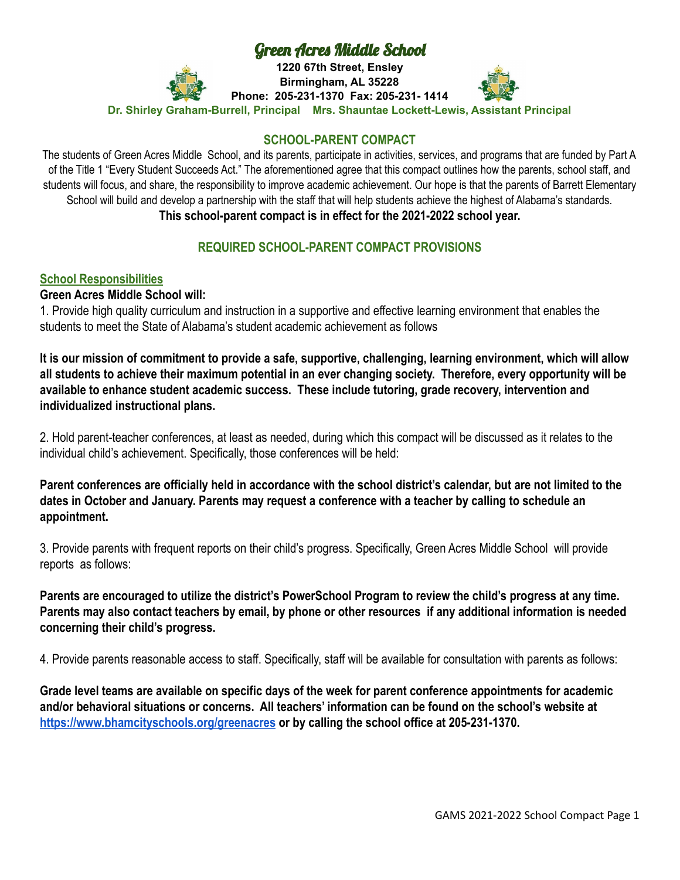# Green Acres Middle School

**1220 67th Street, Ensley**
**Birmingham, AL 35228**
**Phone: 205-231-1370 Fax: 205-231- 1414**

**Dr. Shirley Graham-Burrell, Principal Mrs. Shauntae Lockett-Lewis, Assistant Principal**

## SCHOOL-PARENT COMPACT

The students of Green Acres Middle School, and its parents, participate in activities, services, and programs that are funded by Part A of the Title 1 "Every Student Succeeds Act." The aforementioned agree that this compact outlines how the parents, school staff, and students will focus, and share, the responsibility to improve academic achievement. Our hope is that the parents of Barrett Elementary School will build and develop a partnership with the staff that will help students achieve the highest of Alabama's standards.

**This school-parent compact is in effect for the 2021-2022 school year.**

## REQUIRED SCHOOL-PARENT COMPACT PROVISIONS

### School Responsibilities

**Green Acres Middle School will:**

1. Provide high quality curriculum and instruction in a supportive and effective learning environment that enables the students to meet the State of Alabama's student academic achievement as follows

**It is our mission of commitment to provide a safe, supportive, challenging, learning environment, which will allow all students to achieve their maximum potential in an ever changing society. Therefore, every opportunity will be available to enhance student academic success. These include tutoring, grade recovery, intervention and individualized instructional plans.**

2. Hold parent-teacher conferences, at least as needed, during which this compact will be discussed as it relates to the individual child's achievement. Specifically, those conferences will be held:

**Parent conferences are officially held in accordance with the school district's calendar, but are not limited to the dates in October and January. Parents may request a conference with a teacher by calling to schedule an appointment.**

3. Provide parents with frequent reports on their child's progress. Specifically, Green Acres Middle School will provide reports as follows:

**Parents are encouraged to utilize the district's PowerSchool Program to review the child's progress at any time. Parents may also contact teachers by email, by phone or other resources if any additional information is needed concerning their child's progress.**

4. Provide parents reasonable access to staff. Specifically, staff will be available for consultation with parents as follows:

**Grade level teams are available on specific days of the week for parent conference appointments for academic and/or behavioral situations or concerns. All teachers' information can be found on the school's website at [https://www.bhamcityschools.org/greenacres](https://www.bhamcityschools.org/greenacres) or by calling the school office at 205-231-1370.**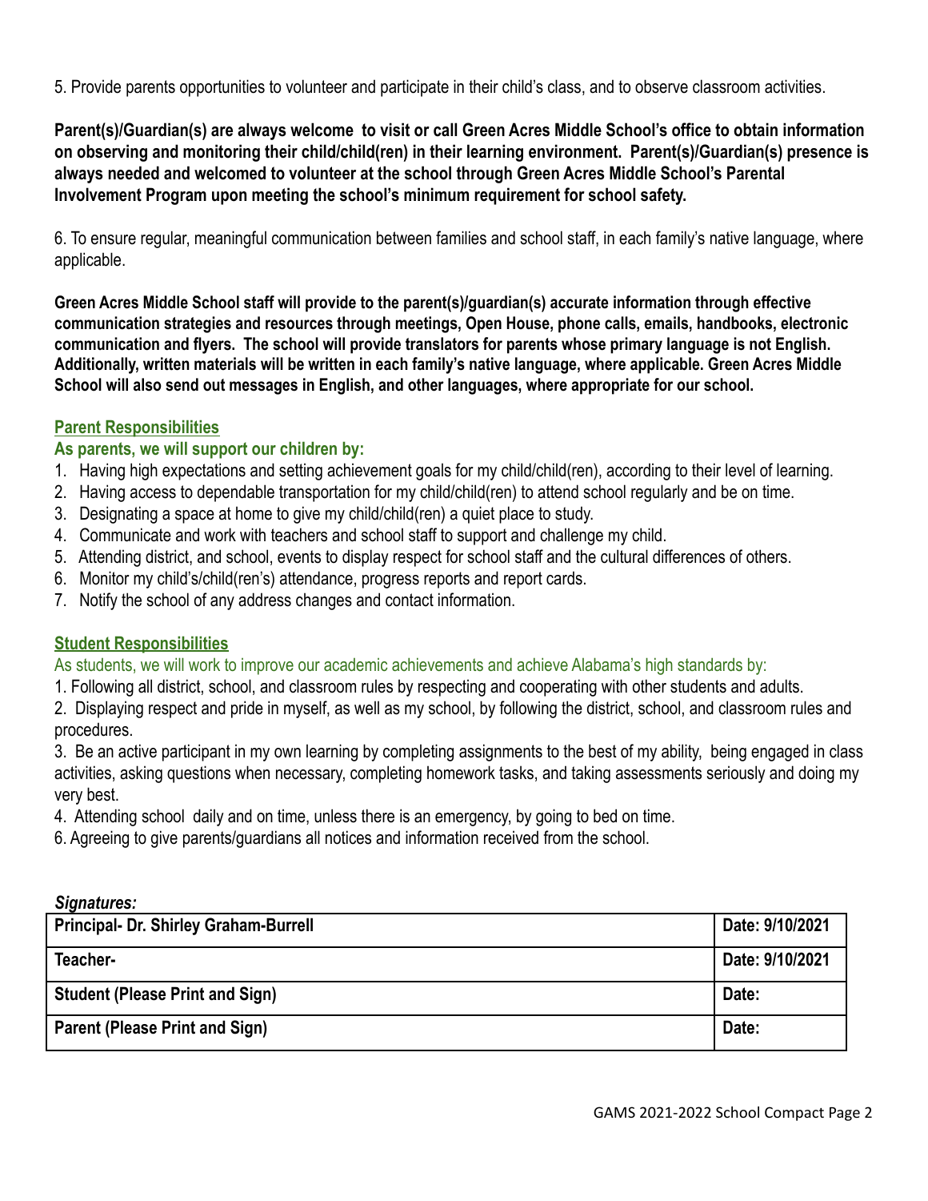5. Provide parents opportunities to volunteer and participate in their child's class, and to observe classroom activities.

**Parent(s)/Guardian(s) are always welcome to visit or call Green Acres Middle School's office to obtain information on observing and monitoring their child/child(ren) in their learning environment. Parent(s)/Guardian(s) presence is always needed and welcomed to volunteer at the school through Green Acres Middle School's Parental Involvement Program upon meeting the school's minimum requirement for school safety.**

6. To ensure regular, meaningful communication between families and school staff, in each family's native language, where applicable.

**Green Acres Middle School staff will provide to the parent(s)/guardian(s) accurate information through effective communication strategies and resources through meetings, Open House, phone calls, emails, handbooks, electronic communication and flyers. The school will provide translators for parents whose primary language is not English. Additionally, written materials will be written in each family's native language, where applicable. Green Acres Middle School will also send out messages in English, and other languages, where appropriate for our school.**

## Parent Responsibilities

**As parents, we will support our children by:**

1. Having high expectations and setting achievement goals for my child/child(ren), according to their level of learning.
2. Having access to dependable transportation for my child/child(ren) to attend school regularly and be on time.
3. Designating a space at home to give my child/child(ren) a quiet place to study.
4. Communicate and work with teachers and school staff to support and challenge my child.
5. Attending district, and school, events to display respect for school staff and the cultural differences of others.
6. Monitor my child's/child(ren's) attendance, progress reports and report cards.
7. Notify the school of any address changes and contact information.

## Student Responsibilities

As students, we will work to improve our academic achievements and achieve Alabama's high standards by:

1. Following all district, school, and classroom rules by respecting and cooperating with other students and adults.
2. Displaying respect and pride in myself, as well as my school, by following the district, school, and classroom rules and procedures.
3. Be an active participant in my own learning by completing assignments to the best of my ability, being engaged in class activities, asking questions when necessary, completing homework tasks, and taking assessments seriously and doing my very best.
4. Attending school daily and on time, unless there is an emergency, by going to bed on time.

6. Agreeing to give parents/guardians all notices and information received from the school.

***Signatures:***

| | |
|---|---|
| **Principal- Dr. Shirley Graham-Burrell** | **Date: 9/10/2021** |
| **Teacher-** | **Date: 9/10/2021** |
| **Student (Please Print and Sign)** | **Date:** |
| **Parent (Please Print and Sign)** | **Date:** |